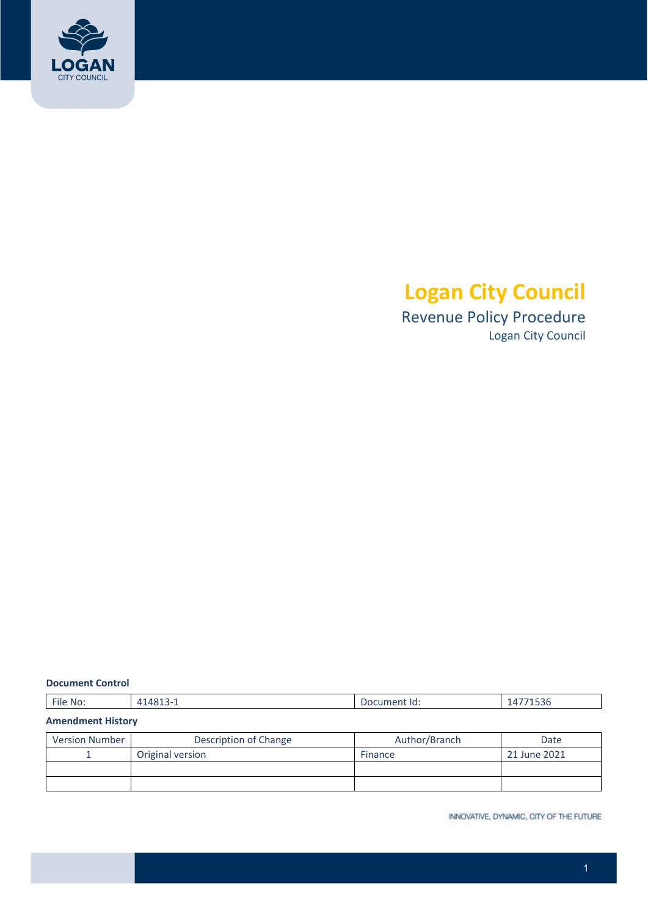# Logan City Council

## Revenue Policy Procure

Logan City Council

**Document Control**

| File No: | 414813-1 | Document Id: | 14771536 |
|---|---|---|---|

**Amendment History**

| Version Number | Description of Change | Author/Branch | Date |
|---|---|---|---|
| 1 | Original version | Finance | 21 June 2021 |
| | | | |
| | | | |

INNOVATIVE, DYNAMIC, CITY OF THE FUTURE

# Logan City Council

## Revenue Policy Procedure

Logan City Council

**Document Control**

| File No: | 414813-1 | Document Id: | 14771536 |
|---|---|---|---|

**Amendment History**

| Version Number | Description of Change | Author/Branch | Date |
|---|---|---|---|
| 1 | Original version | Finance | 21 June 2021 |
| | | | |
| | | | |

INNOVATIVE, DYNAMIC, CITY OF THE FUTURE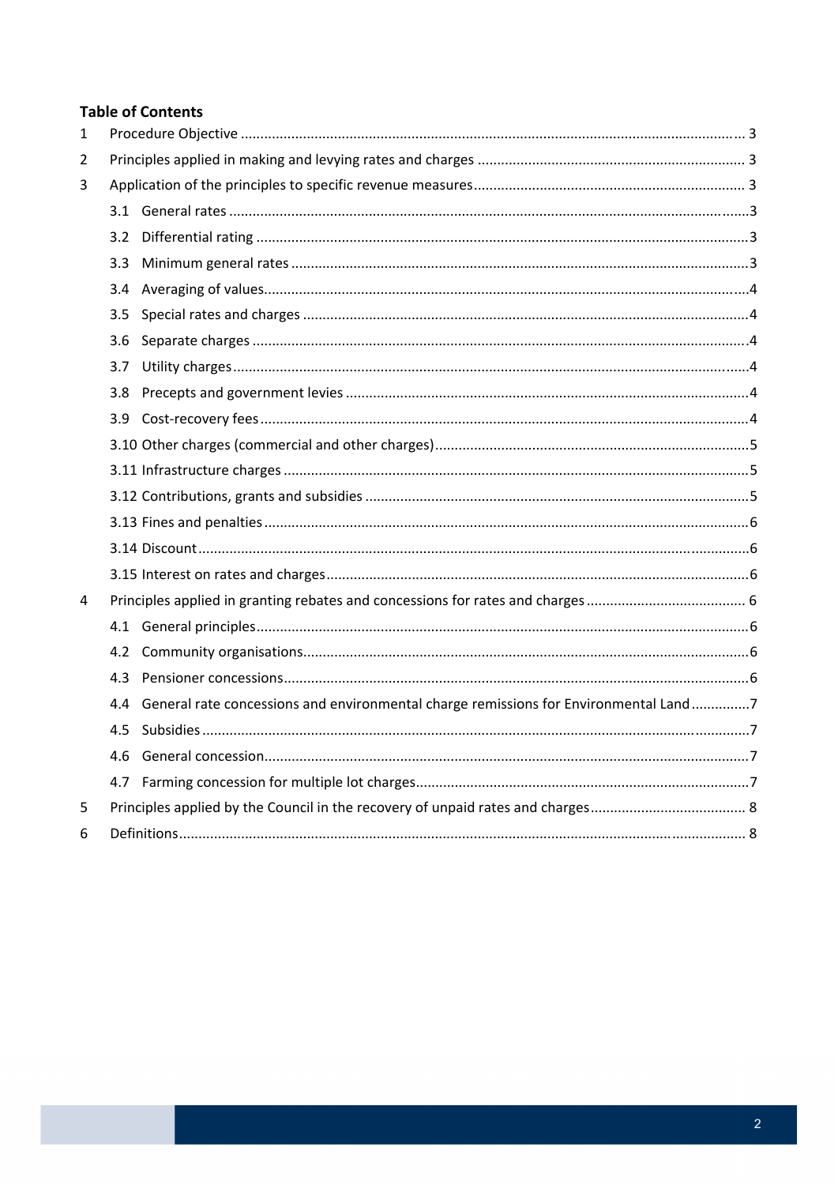**Table of Contents**

1 Procedure Objective ... 3

2 Principles applied in making and levying rates and charges ... 3

3 Application of the principles to specific revenue measures ... 3

- 3.1 General rates ... 3
- 3.2 Differential rating ... 3
- 3.3 Minimum general rates ... 3
- 3.4 Averaging of values ... 4
- 3.5 Special rates and charges ... 4
- 3.6 Separate charges ... 4
- 3.7 Utility charges ... 4
- 3.8 Precepts and government levies ... 4
- 3.9 Cost-recovery fees ... 4
- 3.10 Other charges (commercial and other charges) ... 5
- 3.11 Infrastructure charges ... 5
- 3.12 Contributions, grants and subsidies ... 5
- 3.13 Fines and penalties ... 6
- 3.14 Discount ... 6
- 3.15 Interest on rates and charges ... 6

4 Principles applied in granting rebates and concessions for rates and charges ... 6

- 4.1 General principles ... 6
- 4.2 Community organisations ... 6
- 4.3 Pensioner concessions ... 6
- 4.4 General rate concessions and environmental charge remissions for Environmental Land ... 7
- 4.5 Subsidies ... 7
- 4.6 General concession ... 7
- 4.7 Farming concession for multiple lot charges ... 7

5 Principles applied by the Council in the recovery of unpaid rates and charges ... 8

6 Definitions ... 8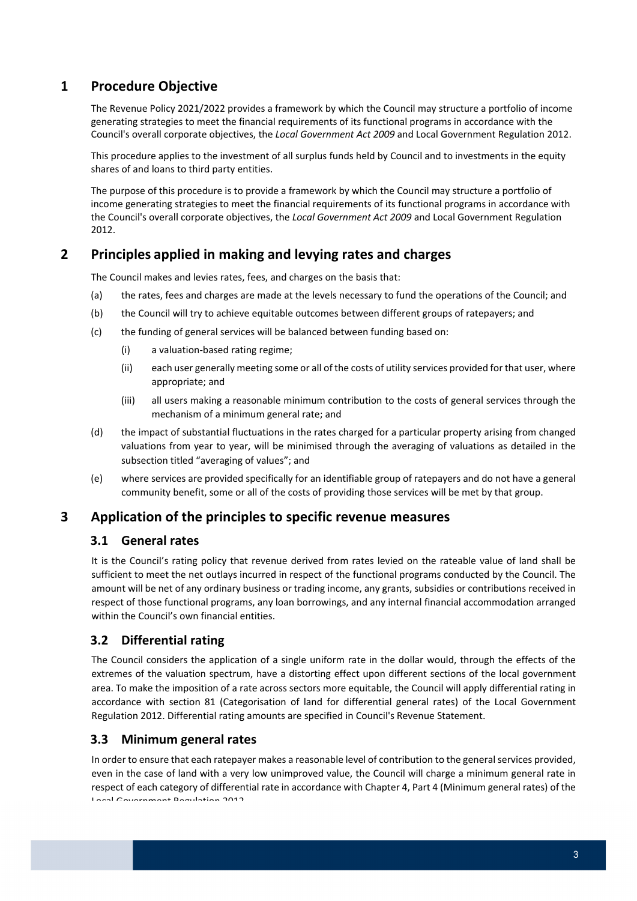# 1 Procedure Objective

The Revenue Policy 2021/2022 provides a framework by which the Council may structure a portfolio of income generating strategies to meet the financial requirements of its functional programs in accordance with the Council's overall corporate objectives, the *Local Government Act 2009* and Local Government Regulation 2012.

This procedure applies to the investment of all surplus funds held by Council and to investments in the equity shares of and loans to third party entities.

The purpose of this procedure is to provide a framework by which the Council may structure a portfolio of income generating strategies to meet the financial requirements of its functional programs in accordance with the Council's overall corporate objectives, the *Local Government Act 2009* and Local Government Regulation 2012.

# 2 Principles applied in making and levying rates and charges

The Council makes and levies rates, fees, and charges on the basis that:

(a) the rates, fees and charges are made at the levels necessary to fund the operations of the Council; and

(b) the Council will try to achieve equitable outcomes between different groups of ratepayers; and

(c) the funding of general services will be balanced between funding based on:

  (i) a valuation-based rating regime;

  (ii) each user generally meeting some or all of the costs of utility services provided for that user, where appropriate; and

  (iii) all users making a reasonable minimum contribution to the costs of general services through the mechanism of a minimum general rate; and

(d) the impact of substantial fluctuations in the rates charged for a particular property arising from changed valuations from year to year, will be minimised through the averaging of valuations as detailed in the subsection titled "averaging of values"; and

(e) where services are provided specifically for an identifiable group of ratepayers and do not have a general community benefit, some or all of the costs of providing those services will be met by that group.

# 3 Application of the principles to specific revenue measures

## 3.1 General rates

It is the Council's rating policy that revenue derived from rates levied on the rateable value of land shall be sufficient to meet the net outlays incurred in respect of the functional programs conducted by the Council. The amount will be net of any ordinary business or trading income, any grants, subsidies or contributions received in respect of those functional programs, any loan borrowings, and any internal financial accommodation arranged within the Council's own financial entities.

## 3.2 Differential rating

The Council considers the application of a single uniform rate in the dollar would, through the effects of the extremes of the valuation spectrum, have a distorting effect upon different sections of the local government area. To make the imposition of a rate across sectors more equitable, the Council will apply differential rating in accordance with section 81 (Categorisation of land for differential general rates) of the Local Government Regulation 2012. Differential rating amounts are specified in Council's Revenue Statement.

## 3.3 Minimum general rates

In order to ensure that each ratepayer makes a reasonable level of contribution to the general services provided, even in the case of land with a very low unimproved value, the Council will charge a minimum general rate in respect of each category of differential rate in accordance with Chapter 4, Part 4 (Minimum general rates) of the Local Government Regulation 2012.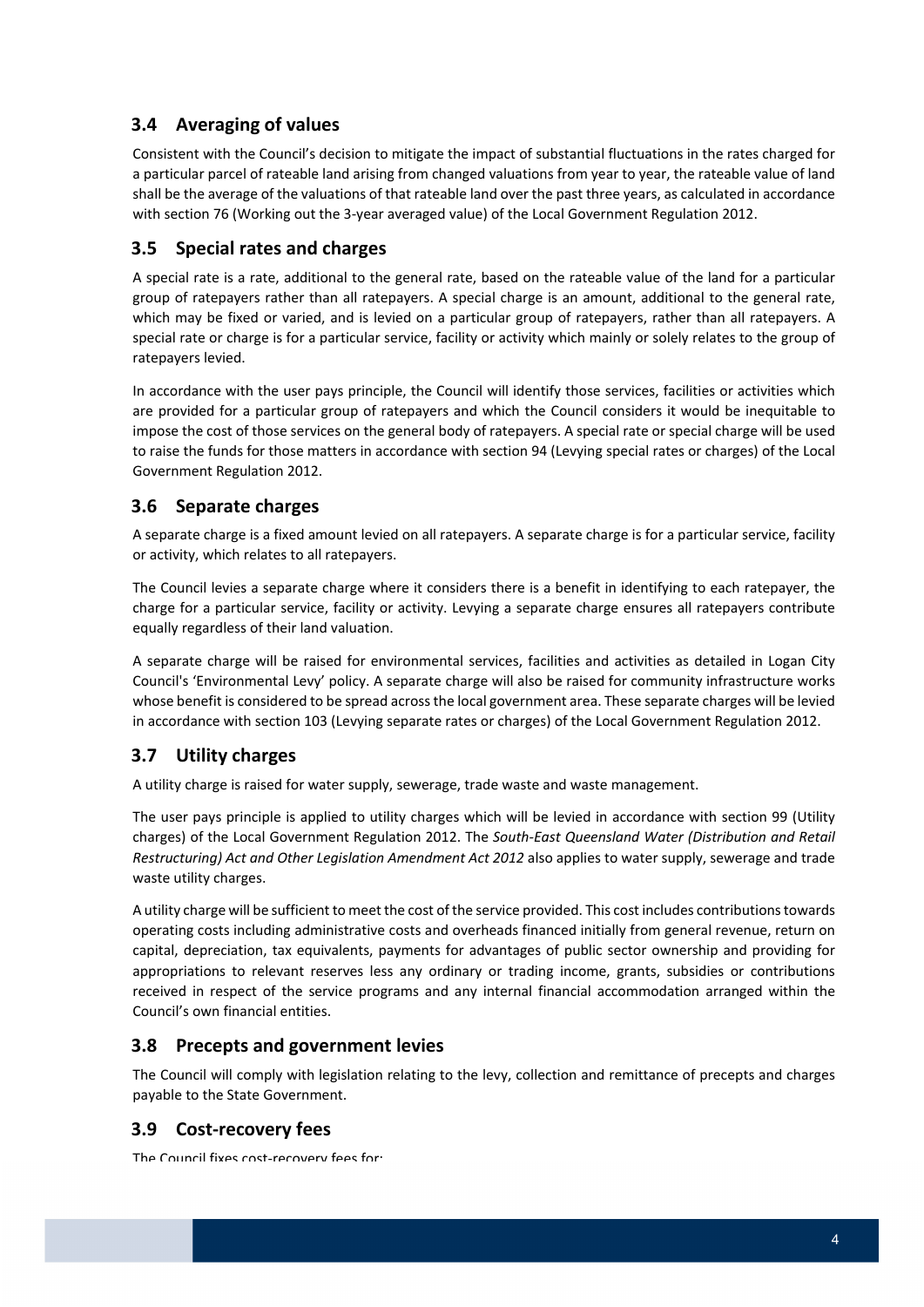## 3.4 Averaging of values

Consistent with the Council's decision to mitigate the impact of substantial fluctuations in the rates charged for a particular parcel of rateable land arising from changed valuations from year to year, the rateable value of land shall be the average of the valuations of that rateable land over the past three years, as calculated in accordance with section 76 (Working out the 3-year averaged value) of the Local Government Regulation 2012.

## 3.5 Special rates and charges

A special rate is a rate, additional to the general rate, based on the rateable value of the land for a particular group of ratepayers rather than all ratepayers. A special charge is an amount, additional to the general rate, which may be fixed or varied, and is levied on a particular group of ratepayers, rather than all ratepayers. A special rate or charge is for a particular service, facility or activity which mainly or solely relates to the group of ratepayers levied.

In accordance with the user pays principle, the Council will identify those services, facilities or activities which are provided for a particular group of ratepayers and which the Council considers it would be inequitable to impose the cost of those services on the general body of ratepayers. A special rate or special charge will be used to raise the funds for those matters in accordance with section 94 (Levying special rates or charges) of the Local Government Regulation 2012.

## 3.6 Separate charges

A separate charge is a fixed amount levied on all ratepayers. A separate charge is for a particular service, facility or activity, which relates to all ratepayers.

The Council levies a separate charge where it considers there is a benefit in identifying to each ratepayer, the charge for a particular service, facility or activity. Levying a separate charge ensures all ratepayers contribute equally regardless of their land valuation.

A separate charge will be raised for environmental services, facilities and activities as detailed in Logan City Council's 'Environmental Levy' policy. A separate charge will also be raised for community infrastructure works whose benefit is considered to be spread across the local government area. These separate charges will be levied in accordance with section 103 (Levying separate rates or charges) of the Local Government Regulation 2012.

## 3.7 Utility charges

A utility charge is raised for water supply, sewerage, trade waste and waste management.

The user pays principle is applied to utility charges which will be levied in accordance with section 99 (Utility charges) of the Local Government Regulation 2012. The *South-East Queensland Water (Distribution and Retail Restructuring) Act and Other Legislation Amendment Act 2012* also applies to water supply, sewerage and trade waste utility charges.

A utility charge will be sufficient to meet the cost of the service provided. This cost includes contributions towards operating costs including administrative costs and overheads financed initially from general revenue, return on capital, depreciation, tax equivalents, payments for advantages of public sector ownership and providing for appropriations to relevant reserves less any ordinary or trading income, grants, subsidies or contributions received in respect of the service programs and any internal financial accommodation arranged within the Council's own financial entities.

## 3.8 Precepts and government levies

The Council will comply with legislation relating to the levy, collection and remittance of precepts and charges payable to the State Government.

## 3.9 Cost-recovery fees

The Council fixes cost-recovery fees for: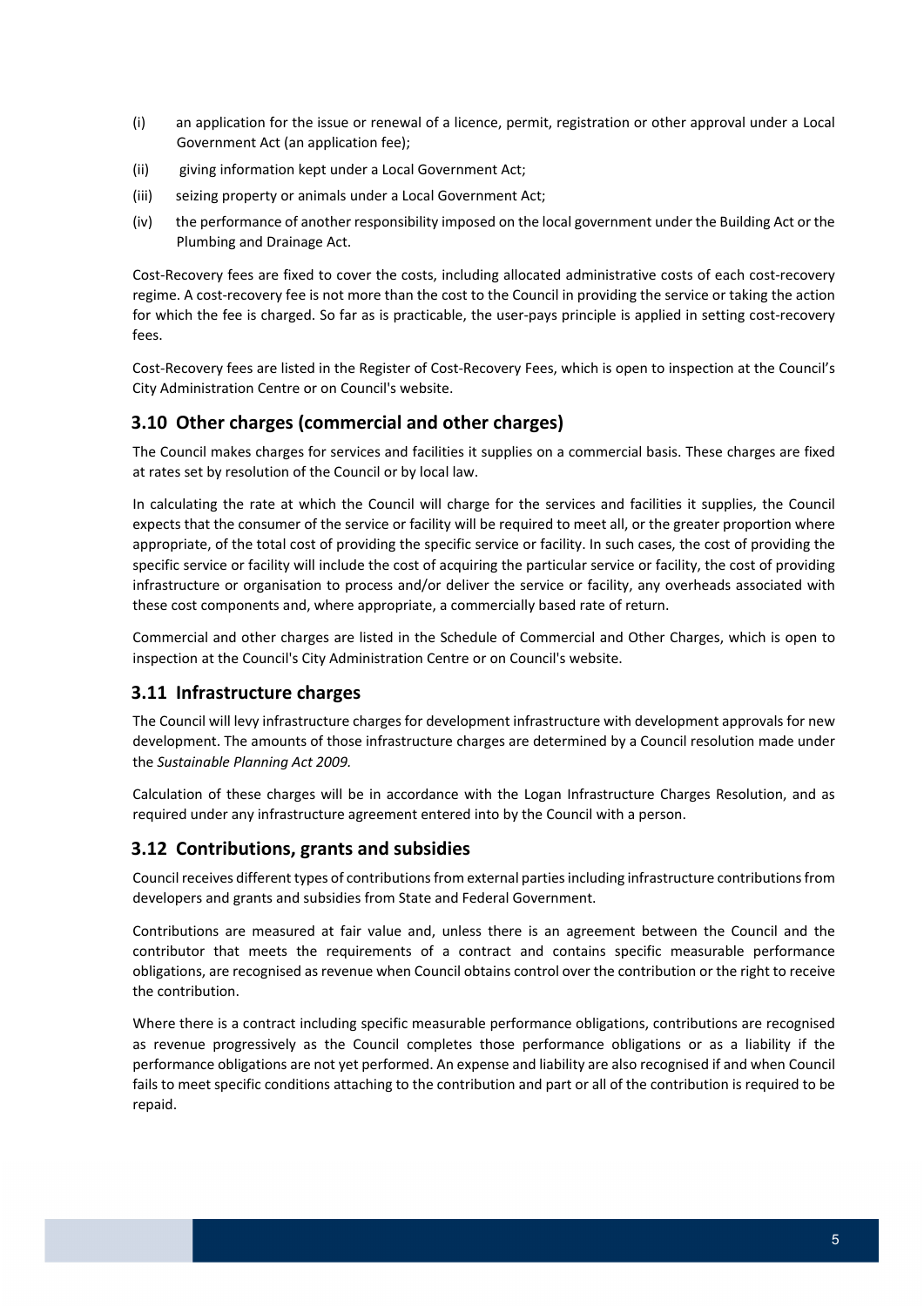(i) an application for the issue or renewal of a licence, permit, registration or other approval under a Local Government Act (an application fee);

(ii) giving information kept under a Local Government Act;

(iii) seizing property or animals under a Local Government Act;

(iv) the performance of another responsibility imposed on the local government under the Building Act or the Plumbing and Drainage Act.

Cost-Recovery fees are fixed to cover the costs, including allocated administrative costs of each cost-recovery regime. A cost-recovery fee is not more than the cost to the Council in providing the service or taking the action for which the fee is charged. So far as is practicable, the user-pays principle is applied in setting cost-recovery fees.

Cost-Recovery fees are listed in the Register of Cost-Recovery Fees, which is open to inspection at the Council's City Administration Centre or on Council's website.

## 3.10 Other charges (commercial and other charges)

The Council makes charges for services and facilities it supplies on a commercial basis. These charges are fixed at rates set by resolution of the Council or by local law.

In calculating the rate at which the Council will charge for the services and facilities it supplies, the Council expects that the consumer of the service or facility will be required to meet all, or the greater proportion where appropriate, of the total cost of providing the specific service or facility. In such cases, the cost of providing the specific service or facility will include the cost of acquiring the particular service or facility, the cost of providing infrastructure or organisation to process and/or deliver the service or facility, any overheads associated with these cost components and, where appropriate, a commercially based rate of return.

Commercial and other charges are listed in the Schedule of Commercial and Other Charges, which is open to inspection at the Council's City Administration Centre or on Council's website.

## 3.11 Infrastructure charges

The Council will levy infrastructure charges for development infrastructure with development approvals for new development. The amounts of those infrastructure charges are determined by a Council resolution made under the *Sustainable Planning Act 2009.*

Calculation of these charges will be in accordance with the Logan Infrastructure Charges Resolution, and as required under any infrastructure agreement entered into by the Council with a person.

## 3.12 Contributions, grants and subsidies

Council receives different types of contributions from external parties including infrastructure contributions from developers and grants and subsidies from State and Federal Government.

Contributions are measured at fair value and, unless there is an agreement between the Council and the contributor that meets the requirements of a contract and contains specific measurable performance obligations, are recognised as revenue when Council obtains control over the contribution or the right to receive the contribution.

Where there is a contract including specific measurable performance obligations, contributions are recognised as revenue progressively as the Council completes those performance obligations or as a liability if the performance obligations are not yet performed. An expense and liability are also recognised if and when Council fails to meet specific conditions attaching to the contribution and part or all of the contribution is required to be repaid.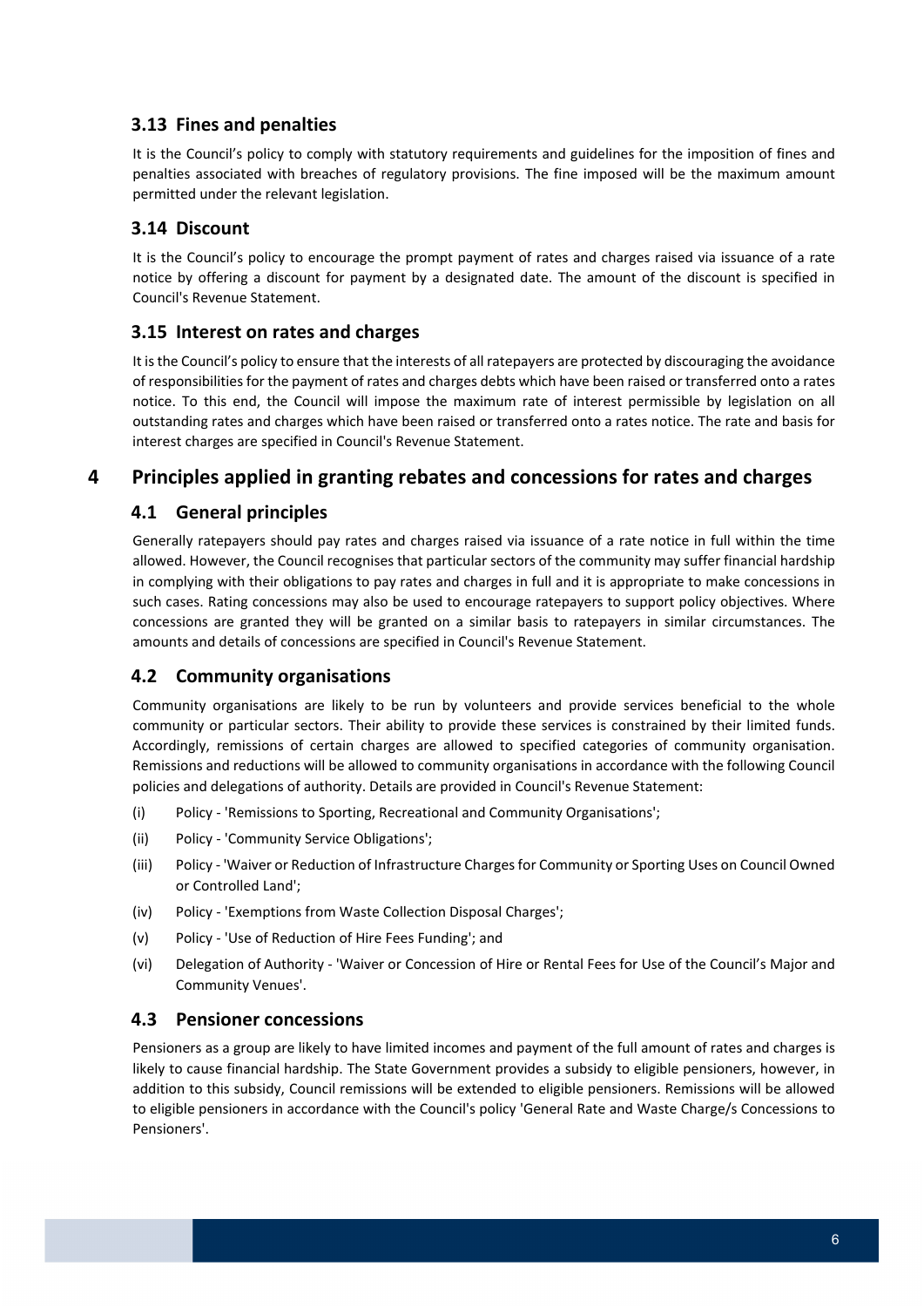### 3.13 Fines and penalties

It is the Council's policy to comply with statutory requirements and guidelines for the imposition of fines and penalties associated with breaches of regulatory provisions. The fine imposed will be the maximum amount permitted under the relevant legislation.

### 3.14 Discount

It is the Council's policy to encourage the prompt payment of rates and charges raised via issuance of a rate notice by offering a discount for payment by a designated date. The amount of the discount is specified in Council's Revenue Statement.

### 3.15 Interest on rates and charges

It is the Council's policy to ensure that the interests of all ratepayers are protected by discouraging the avoidance of responsibilities for the payment of rates and charges debts which have been raised or transferred onto a rates notice. To this end, the Council will impose the maximum rate of interest permissible by legislation on all outstanding rates and charges which have been raised or transferred onto a rates notice. The rate and basis for interest charges are specified in Council's Revenue Statement.

## 4 Principles applied in granting rebates and concessions for rates and charges

### 4.1 General principles

Generally ratepayers should pay rates and charges raised via issuance of a rate notice in full within the time allowed. However, the Council recognises that particular sectors of the community may suffer financial hardship in complying with their obligations to pay rates and charges in full and it is appropriate to make concessions in such cases. Rating concessions may also be used to encourage ratepayers to support policy objectives. Where concessions are granted they will be granted on a similar basis to ratepayers in similar circumstances. The amounts and details of concessions are specified in Council's Revenue Statement.

### 4.2 Community organisations

Community organisations are likely to be run by volunteers and provide services beneficial to the whole community or particular sectors. Their ability to provide these services is constrained by their limited funds. Accordingly, remissions of certain charges are allowed to specified categories of community organisation. Remissions and reductions will be allowed to community organisations in accordance with the following Council policies and delegations of authority. Details are provided in Council's Revenue Statement:

(i) Policy - 'Remissions to Sporting, Recreational and Community Organisations';

(ii) Policy - 'Community Service Obligations';

(iii) Policy - 'Waiver or Reduction of Infrastructure Charges for Community or Sporting Uses on Council Owned or Controlled Land';

(iv) Policy - 'Exemptions from Waste Collection Disposal Charges';

(v) Policy - 'Use of Reduction of Hire Fees Funding'; and

(vi) Delegation of Authority - 'Waiver or Concession of Hire or Rental Fees for Use of the Council's Major and Community Venues'.

### 4.3 Pensioner concessions

Pensioners as a group are likely to have limited incomes and payment of the full amount of rates and charges is likely to cause financial hardship. The State Government provides a subsidy to eligible pensioners, however, in addition to this subsidy, Council remissions will be extended to eligible pensioners. Remissions will be allowed to eligible pensioners in accordance with the Council's policy 'General Rate and Waste Charge/s Concessions to Pensioners'.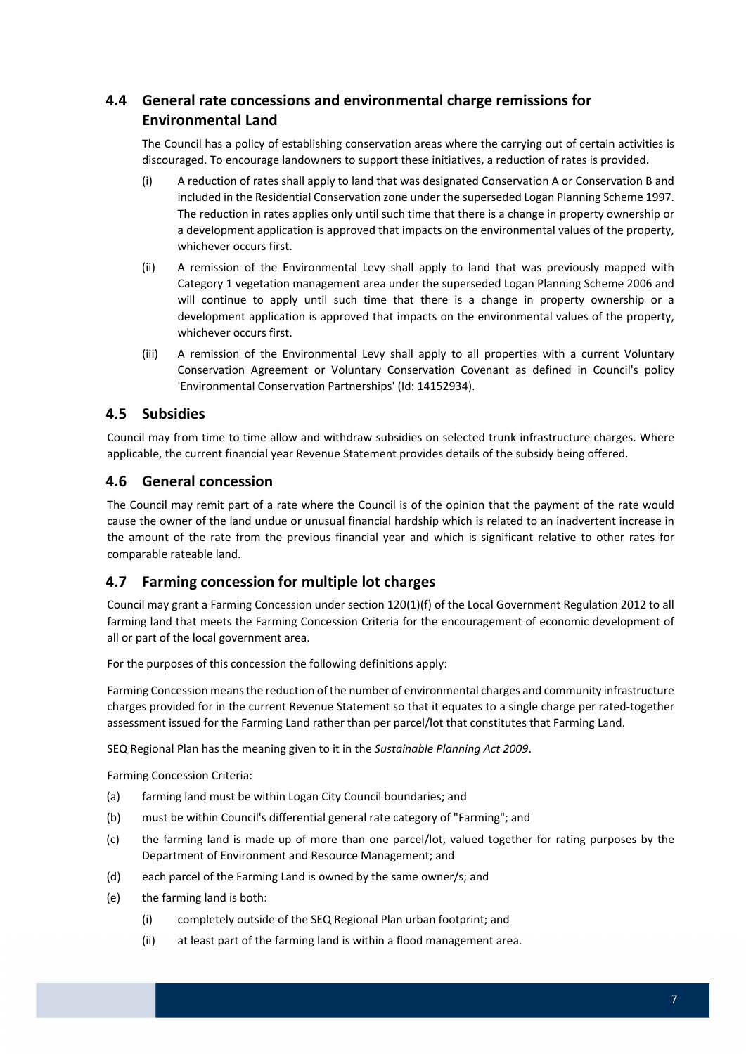## 4.4 General rate concessions and environmental charge remissions for Environmental Land

The Council has a policy of establishing conservation areas where the carrying out of certain activities is discouraged. To encourage landowners to support these initiatives, a reduction of rates is provided.

(i) A reduction of rates shall apply to land that was designated Conservation A or Conservation B and included in the Residential Conservation zone under the superseded Logan Planning Scheme 1997. The reduction in rates applies only until such time that there is a change in property ownership or a development application is approved that impacts on the environmental values of the property, whichever occurs first.

(ii) A remission of the Environmental Levy shall apply to land that was previously mapped with Category 1 vegetation management area under the superseded Logan Planning Scheme 2006 and will continue to apply until such time that there is a change in property ownership or a development application is approved that impacts on the environmental values of the property, whichever occurs first.

(iii) A remission of the Environmental Levy shall apply to all properties with a current Voluntary Conservation Agreement or Voluntary Conservation Covenant as defined in Council's policy 'Environmental Conservation Partnerships' (Id: 14152934).

## 4.5 Subsidies

Council may from time to time allow and withdraw subsidies on selected trunk infrastructure charges. Where applicable, the current financial year Revenue Statement provides details of the subsidy being offered.

## 4.6 General concession

The Council may remit part of a rate where the Council is of the opinion that the payment of the rate would cause the owner of the land undue or unusual financial hardship which is related to an inadvertent increase in the amount of the rate from the previous financial year and which is significant relative to other rates for comparable rateable land.

## 4.7 Farming concession for multiple lot charges

Council may grant a Farming Concession under section 120(1)(f) of the Local Government Regulation 2012 to all farming land that meets the Farming Concession Criteria for the encouragement of economic development of all or part of the local government area.

For the purposes of this concession the following definitions apply:

Farming Concession means the reduction of the number of environmental charges and community infrastructure charges provided for in the current Revenue Statement so that it equates to a single charge per rated-together assessment issued for the Farming Land rather than per parcel/lot that constitutes that Farming Land.

SEQ Regional Plan has the meaning given to it in the *Sustainable Planning Act 2009*.

Farming Concession Criteria:

(a) farming land must be within Logan City Council boundaries; and

(b) must be within Council's differential general rate category of "Farming"; and

(c) the farming land is made up of more than one parcel/lot, valued together for rating purposes by the Department of Environment and Resource Management; and

(d) each parcel of the Farming Land is owned by the same owner/s; and

(e) the farming land is both:

  (i) completely outside of the SEQ Regional Plan urban footprint; and

  (ii) at least part of the farming land is within a flood management area.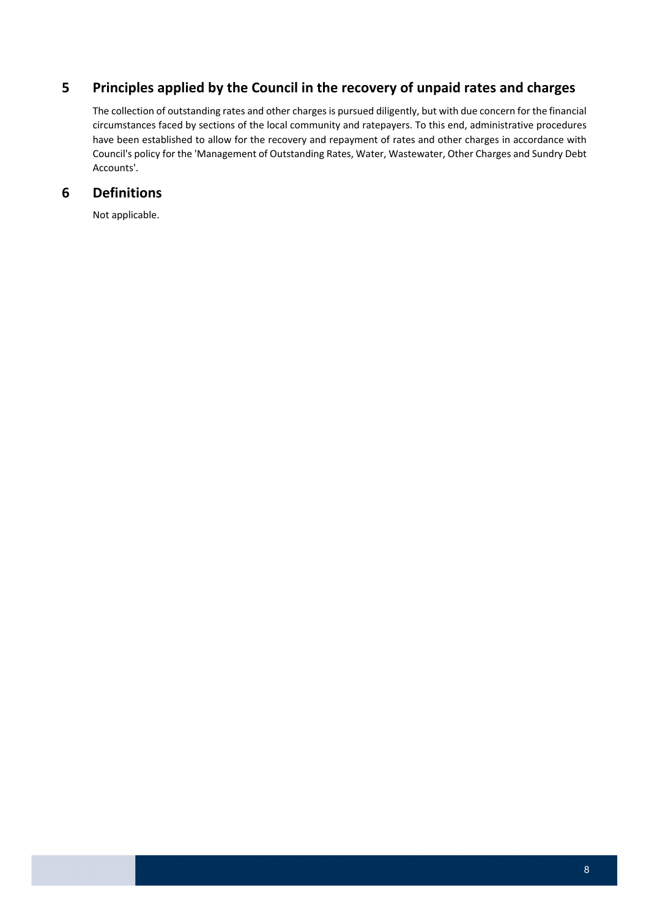## 5 Principles applied by the Council in the recovery of unpaid rates and charges

The collection of outstanding rates and other charges is pursued diligently, but with due concern for the financial circumstances faced by sections of the local community and ratepayers. To this end, administrative procedures have been established to allow for the recovery and repayment of rates and other charges in accordance with Council's policy for the 'Management of Outstanding Rates, Water, Wastewater, Other Charges and Sundry Debt Accounts'.

## 6 Definitions

Not applicable.